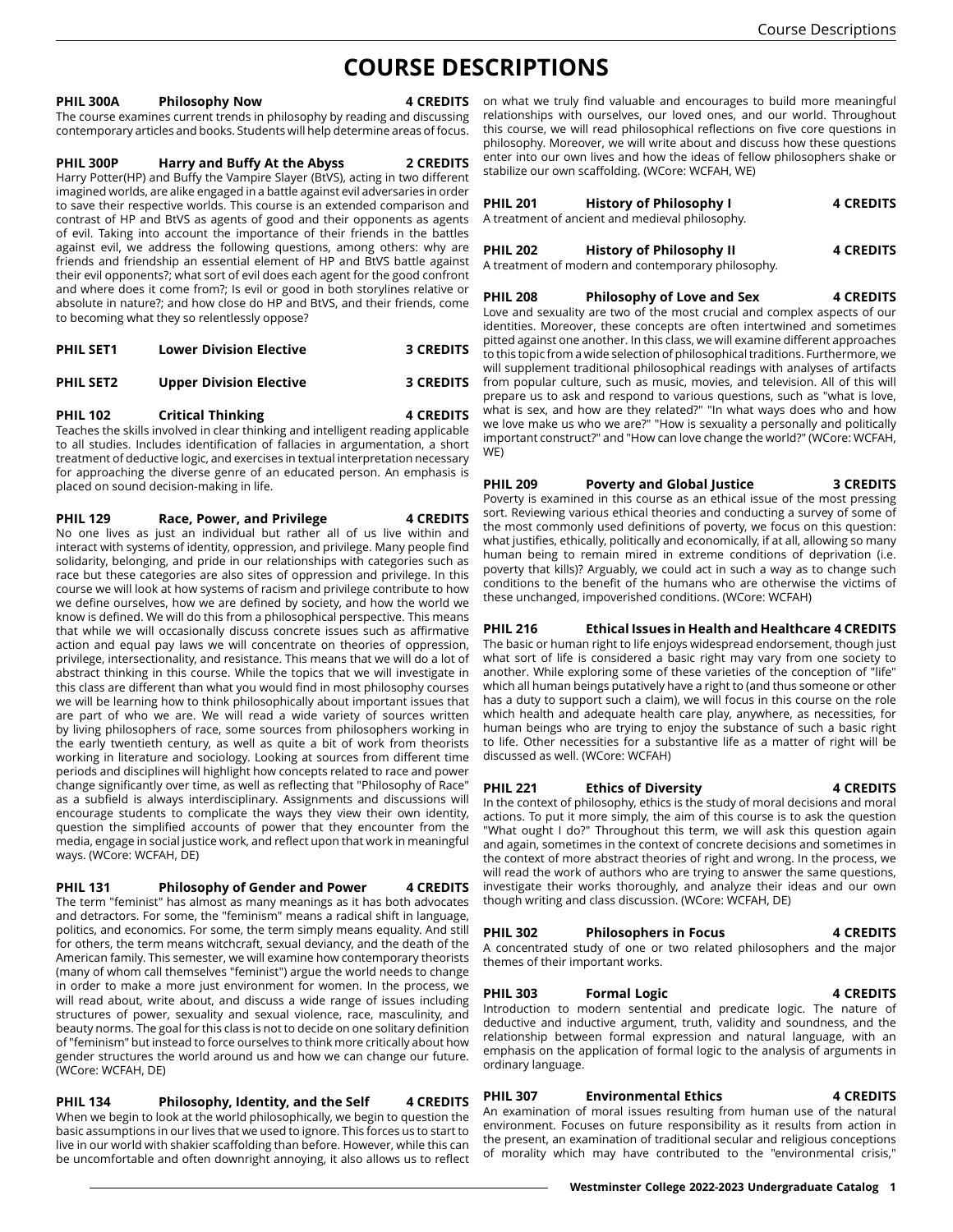# COURSE DESCRIPTIONS

**PHIL 300A Philosophy Now 4 CREDITS**

The course examines current trends in philosophy by reading and discussing contemporary articles and books. Students will help determine areas of focus.

**PHIL 300P Harry and Buffy At the Abyss 2 CREDITS**

Harry Potter(HP) and Buffy the Vampire Slayer (BtVS), acting in two different imagined worlds, are alike engaged in a battle against evil adversaries in order to save their respective worlds. This course is an extended comparison and contrast of HP and BtVS as agents of good and their opponents as agents of evil. Taking into account the importance of their friends in the battles against evil, we address the following questions, among others: why are friends and friendship an essential element of HP and BtVS battle against their evil opponents?; what sort of evil does each agent for the good confront and where does it come from?; Is evil or good in both storylines relative or absolute in nature?; and how close do HP and BtVS, and their friends, come to becoming what they so relentlessly oppose?

**PHIL SET1 Lower Division Elective 3 CREDITS**

**PHIL SET2 Upper Division Elective 3 CREDITS**

**PHIL 102 Critical Thinking 4 CREDITS**

Teaches the skills involved in clear thinking and intelligent reading applicable to all studies. Includes identification of fallacies in argumentation, a short treatment of deductive logic, and exercises in textual interpretation necessary for approaching the diverse genre of an educated person. An emphasis is placed on sound decision-making in life.

**PHIL 129 Race, Power, and Privilege 4 CREDITS**

No one lives as just an individual but rather all of us live within and interact with systems of identity, oppression, and privilege. Many people find solidarity, belonging, and pride in our relationships with categories such as race but these categories are also sites of oppression and privilege. In this course we will look at how systems of racism and privilege contribute to how we define ourselves, how we are defined by society, and how the world we know is defined. We will do this from a philosophical perspective. This means that while we will occasionally discuss concrete issues such as affirmative action and equal pay laws we will concentrate on theories of oppression, privilege, intersectionality, and resistance. This means that we will do a lot of abstract thinking in this course. While the topics that we will investigate in this class are different than what you would find in most philosophy courses we will be learning how to think philosophically about important issues that are part of who we are. We will read a wide variety of sources written by living philosophers of race, some sources from philosophers working in the early twentieth century, as well as quite a bit of work from theorists working in literature and sociology. Looking at sources from different time periods and disciplines will highlight how concepts related to race and power change significantly over time, as well as reflecting that "Philosophy of Race" as a subfield is always interdisciplinary. Assignments and discussions will encourage students to complicate the ways they view their own identity, question the simplified accounts of power that they encounter from the media, engage in social justice work, and reflect upon that work in meaningful ways. (WCore: WCFAH, DE)

**PHIL 131 Philosophy of Gender and Power 4 CREDITS**

The term "feminist" has almost as many meanings as it has both advocates and detractors. For some, the "feminism" means a radical shift in language, politics, and economics. For some, the term simply means equality. And still for others, the term means witchcraft, sexual deviancy, and the death of the American family. This semester, we will examine how contemporary theorists (many of whom call themselves "feminist") argue the world needs to change in order to make a more just environment for women. In the process, we will read about, write about, and discuss a wide range of issues including structures of power, sexuality and sexual violence, race, masculinity, and beauty norms. The goal for this class is not to decide on one solitary definition of "feminism" but instead to force ourselves to think more critically about how gender structures the world around us and how we can change our future. (WCore: WCFAH, DE)

**PHIL 134 Philosophy, Identity, and the Self 4 CREDITS**

When we begin to look at the world philosophically, we begin to question the basic assumptions in our lives that we used to ignore. This forces us to start to live in our world with shakier scaffolding than before. However, while this can be uncomfortable and often downright annoying, it also allows us to reflect on what we truly find valuable and encourages to build more meaningful relationships with ourselves, our loved ones, and our world. Throughout this course, we will read philosophical reflections on five core questions in philosophy. Moreover, we will write about and discuss how these questions enter into our own lives and how the ideas of fellow philosophers shake or stabilize our own scaffolding. (WCore: WCFAH, WE)

**PHIL 201 History of Philosophy I 4 CREDITS**

A treatment of ancient and medieval philosophy.

**PHIL 202 History of Philosophy II 4 CREDITS**

A treatment of modern and contemporary philosophy.

**PHIL 208 Philosophy of Love and Sex 4 CREDITS**

Love and sexuality are two of the most crucial and complex aspects of our identities. Moreover, these concepts are often intertwined and sometimes pitted against one another. In this class, we will examine different approaches to this topic from a wide selection of philosophical traditions. Furthermore, we will supplement traditional philosophical readings with analyses of artifacts from popular culture, such as music, movies, and television. All of this will prepare us to ask and respond to various questions, such as "what is love, what is sex, and how are they related?" "In what ways does who and how we love make us who we are?" "How is sexuality a personally and politically important construct?" and "How can love change the world?" (WCore: WCFAH, WE)

**PHIL 209 Poverty and Global Justice 3 CREDITS**

Poverty is examined in this course as an ethical issue of the most pressing sort. Reviewing various ethical theories and conducting a survey of some of the most commonly used definitions of poverty, we focus on this question: what justifies, ethically, politically and economically, if at all, allowing so many human being to remain mired in extreme conditions of deprivation (i.e. poverty that kills)? Arguably, we could act in such a way as to change such conditions to the benefit of the humans who are otherwise the victims of these unchanged, impoverished conditions. (WCore: WCFAH)

**PHIL 216 Ethical Issues in Health and Healthcare 4 CREDITS**

The basic or human right to life enjoys widespread endorsement, though just what sort of life is considered a basic right may vary from one society to another. While exploring some of these varieties of the conception of "life" which all human beings putatively have a right to (and thus someone or other has a duty to support such a claim), we will focus in this course on the role which health and adequate health care play, anywhere, as necessities, for human beings who are trying to enjoy the substance of such a basic right to life. Other necessities for a substantive life as a matter of right will be discussed as well. (WCore: WCFAH)

**PHIL 221 Ethics of Diversity 4 CREDITS**

In the context of philosophy, ethics is the study of moral decisions and moral actions. To put it more simply, the aim of this course is to ask the question "What ought I do?" Throughout this term, we will ask this question again and again, sometimes in the context of concrete decisions and sometimes in the context of more abstract theories of right and wrong. In the process, we will read the work of authors who are trying to answer the same questions, investigate their works thoroughly, and analyze their ideas and our own though writing and class discussion. (WCore: WCFAH, DE)

**PHIL 302 Philosophers in Focus 4 CREDITS**

A concentrated study of one or two related philosophers and the major themes of their important works.

**PHIL 303 Formal Logic 4 CREDITS**

Introduction to modern sentential and predicate logic. The nature of deductive and inductive argument, truth, validity and soundness, and the relationship between formal expression and natural language, with an emphasis on the application of formal logic to the analysis of arguments in ordinary language.

**PHIL 307 Environmental Ethics 4 CREDITS**

An examination of moral issues resulting from human use of the natural environment. Focuses on future responsibility as it results from action in the present, an examination of traditional secular and religious conceptions of morality which may have contributed to the "environmental crisis,"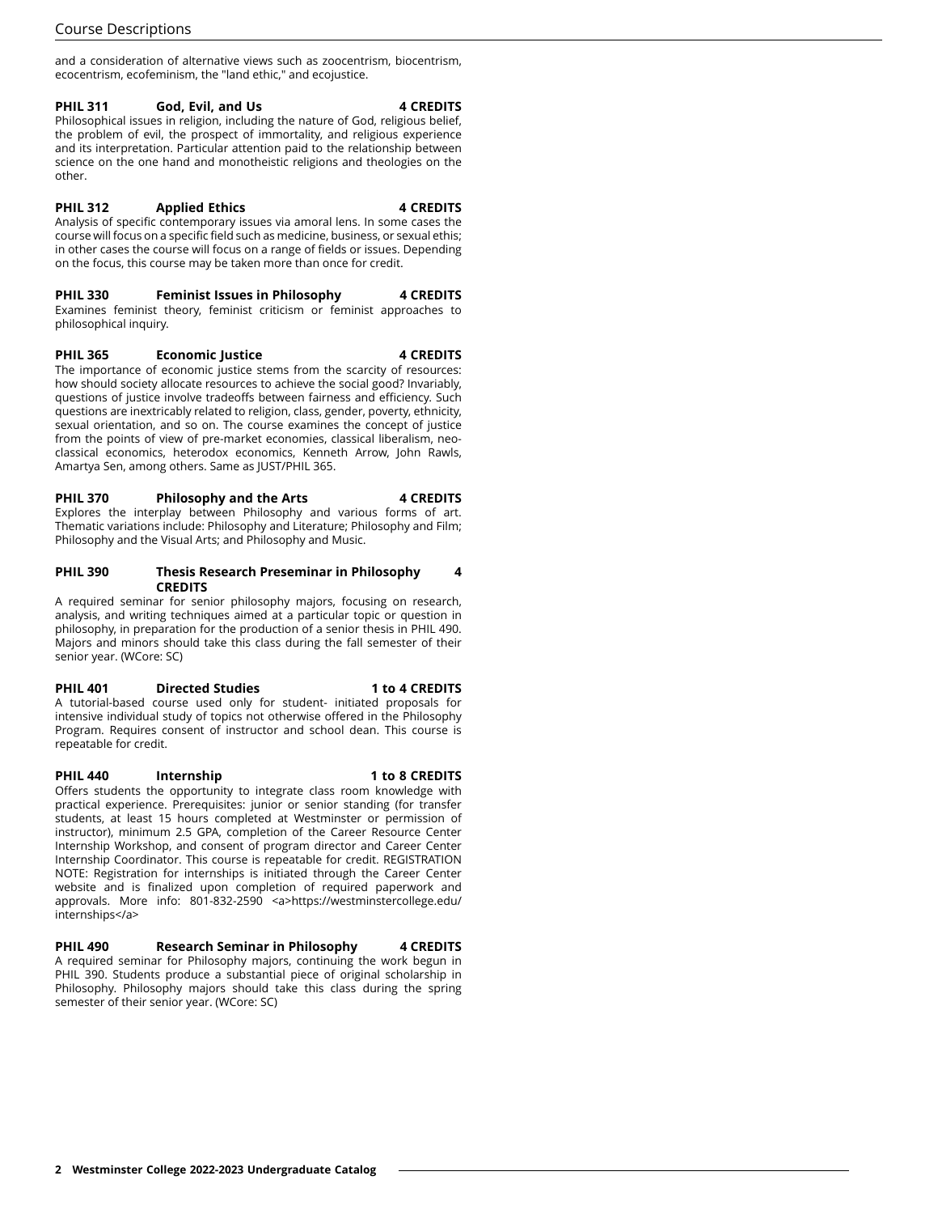and a consideration of alternative views such as zoocentrism, biocentrism, ecocentrism, ecofeminism, the "land ethic," and ecojustice.

**PHIL 311 God, Evil, and Us 4 CREDITS**

Philosophical issues in religion, including the nature of God, religious belief, the problem of evil, the prospect of immortality, and religious experience and its interpretation. Particular attention paid to the relationship between science on the one hand and monotheistic religions and theologies on the other.

**PHIL 312 Applied Ethics 4 CREDITS**

Analysis of specific contemporary issues via amoral lens. In some cases the course will focus on a specific field such as medicine, business, or sexual ethis; in other cases the course will focus on a range of fields or issues. Depending on the focus, this course may be taken more than once for credit.

**PHIL 330 Feminist Issues in Philosophy 4 CREDITS**

Examines feminist theory, feminist criticism or feminist approaches to philosophical inquiry.

**PHIL 365 Economic Justice 4 CREDITS**

The importance of economic justice stems from the scarcity of resources: how should society allocate resources to achieve the social good? Invariably, questions of justice involve tradeoffs between fairness and efficiency. Such questions are inextricably related to religion, class, gender, poverty, ethnicity, sexual orientation, and so on. The course examines the concept of justice from the points of view of pre-market economies, classical liberalism, neo-classical economics, heterodox economics, Kenneth Arrow, John Rawls, Amartya Sen, among others. Same as JUST/PHIL 365.

**PHIL 370 Philosophy and the Arts 4 CREDITS**

Explores the interplay between Philosophy and various forms of art. Thematic variations include: Philosophy and Literature; Philosophy and Film; Philosophy and the Visual Arts; and Philosophy and Music.

**PHIL 390 Thesis Research Preseminar in Philosophy 4 CREDITS**

A required seminar for senior philosophy majors, focusing on research, analysis, and writing techniques aimed at a particular topic or question in philosophy, in preparation for the production of a senior thesis in PHIL 490. Majors and minors should take this class during the fall semester of their senior year. (WCore: SC)

**PHIL 401 Directed Studies 1 to 4 CREDITS**

A tutorial-based course used only for student- initiated proposals for intensive individual study of topics not otherwise offered in the Philosophy Program. Requires consent of instructor and school dean. This course is repeatable for credit.

**PHIL 440 Internship 1 to 8 CREDITS**

Offers students the opportunity to integrate class room knowledge with practical experience. Prerequisites: junior or senior standing (for transfer students, at least 15 hours completed at Westminster or permission of instructor), minimum 2.5 GPA, completion of the Career Resource Center Internship Workshop, and consent of program director and Career Center Internship Coordinator. This course is repeatable for credit. REGISTRATION NOTE: Registration for internships is initiated through the Career Center website and is finalized upon completion of required paperwork and approvals. More info: 801-832-2590 <a>https://westminstercollege.edu/internships</a>

**PHIL 490 Research Seminar in Philosophy 4 CREDITS**

A required seminar for Philosophy majors, continuing the work begun in PHIL 390. Students produce a substantial piece of original scholarship in Philosophy. Philosophy majors should take this class during the spring semester of their senior year. (WCore: SC)